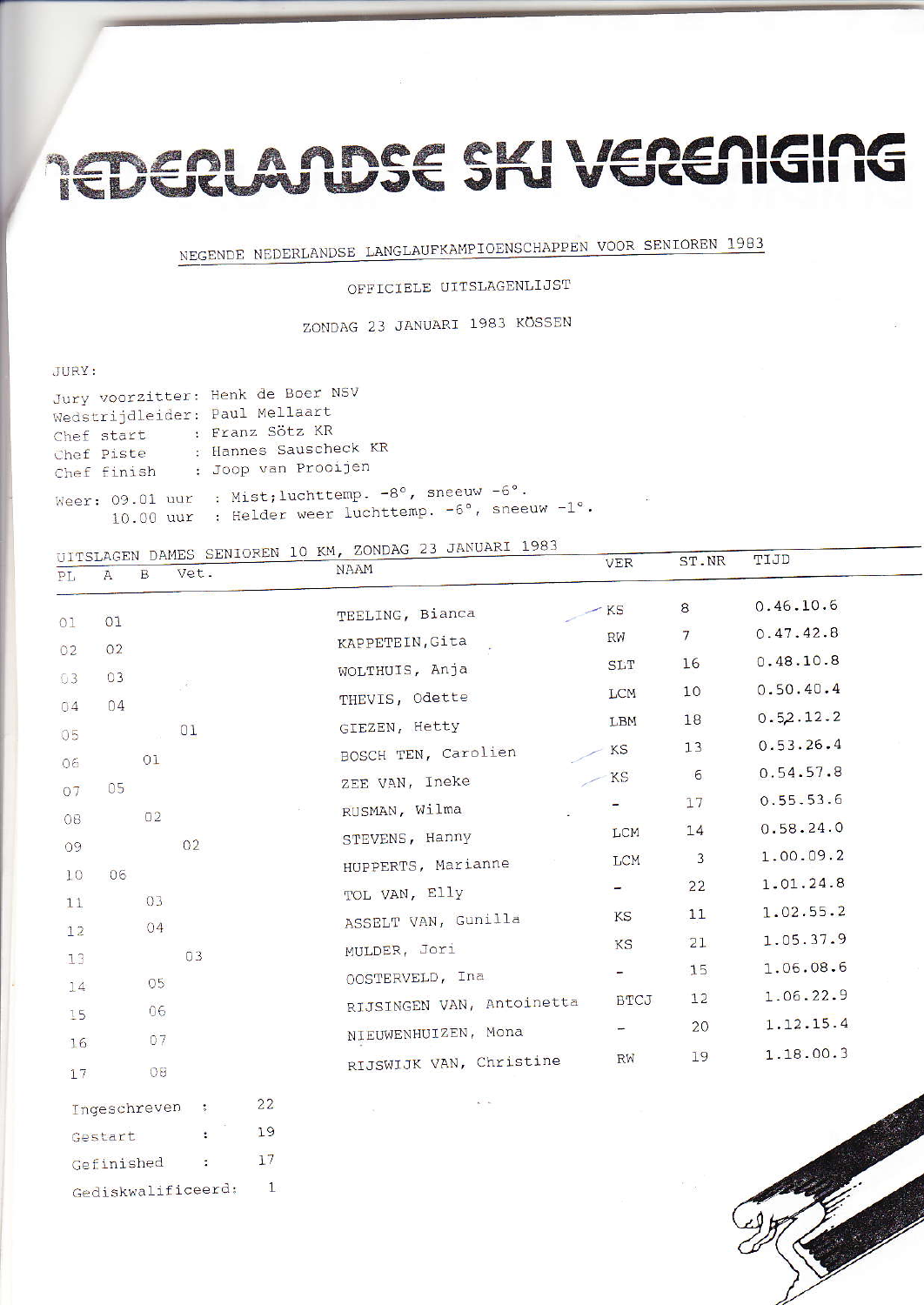# NEDERLANDSE SKI VERENIGING

NEGENDE NEDERLANDSE LANGLAUFKAMPIOENSCHAPPEN VOOR SENIOREN 1983

OFFICIELE UITSLAGENLIJST

ZONDAG 23 JANUARI 1983 KÖSSEN

JURY:

Jury voorzitter: Henk de Boer NSV
Wedstrijdleider: Paul Mellaart
Chef start : Franz Sötz KR
Chef Piste : Hannes Sauscheck KR
Chef finish : Joop van Prooijen

Weer: 09.01 uur : Mist;luchttemp. -8°, sneeuw -6°.
10.00 uur : Helder weer luchttemp. -6°, sneeuw -1°.

UITSLAGEN DAMES SENIOREN 10 KM, ZONDAG 23 JANUARI 1983

| PL | A | B | Vet. | NAAM | VER | ST.NR | TIJD |
|---|---|---|---|---|---|---|---|
| 01 | 01 | | | TEELING, Bianca | KS | 8 | 0.46.10.6 |
| 02 | 02 | | | KAPPETEIN,Gita | RW | 7 | 0.47.42.8 |
| 03 | 03 | | | WOLTHUIS, Anja | SLT | 16 | 0.48.10.8 |
| 04 | 04 | | | THEVIS, Odette | LCM | 10 | 0.50.40.4 |
| 05 | | | 01 | GIEZEN, Hetty | LBM | 18 | 0.52.12.2 |
| 06 | | 01 | | BOSCH TEN, Carolien | KS | 13 | 0.53.26.4 |
| 07 | 05 | | | ZEE VAN, Ineke | KS | 6 | 0.54.57.8 |
| 08 | | 02 | | RUSMAN, Wilma | - | 17 | 0.55.53.6 |
| 09 | | | 02 | STEVENS, Hanny | LCM | 14 | 0.58.24.0 |
| 10 | 06 | | | HUPPERTS, Marianne | LCM | 3 | 1.00.09.2 |
| 11 | | 03 | | TOL VAN, Elly | - | 22 | 1.01.24.8 |
| 12 | | 04 | | ASSELT VAN, Gunilla | KS | 11 | 1.02.55.2 |
| 13 | | | 03 | MULDER, Jori | KS | 21 | 1.05.37.9 |
| 14 | | 05 | | OOSTERVELD, Ina | - | 15 | 1.06.08.6 |
| 15 | | 06 | | RIJSINGEN VAN, Antoinetta | BTCJ | 12 | 1.06.22.9 |
| 16 | | 07 | | NIEUWENHUIZEN, Mona | - | 20 | 1.12.15.4 |
| 17 | | 08 | | RIJSWIJK VAN, Christine | RW | 19 | 1.18.00.3 |

Ingeschreven : 22
Gestart : 19
Gefinished : 17
Gediskwalificeerd: 1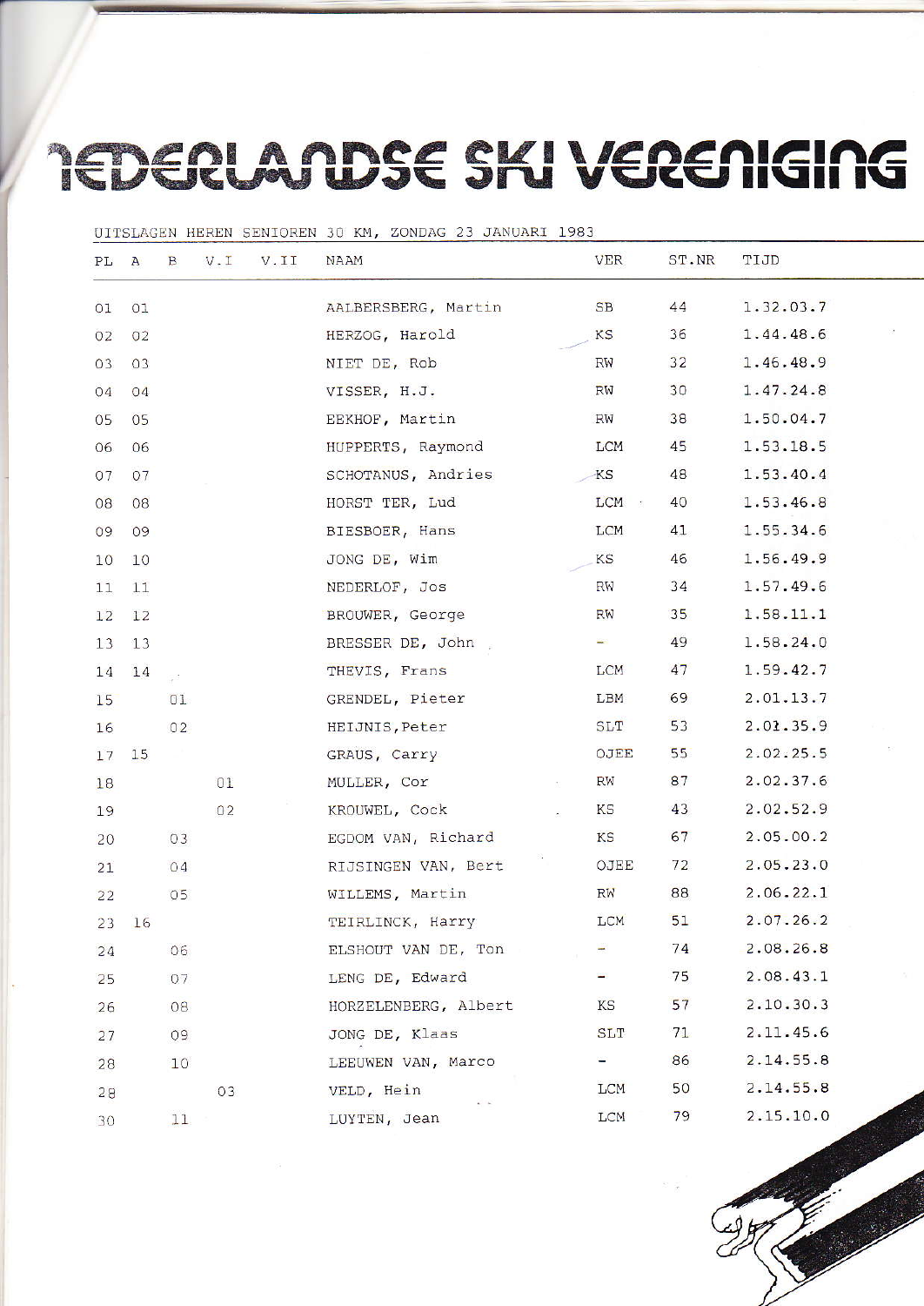# NEDERLANDSE SKI VERENIGING

UITSLAGEN HEREN SENIOREN 30 KM, ZONDAG 23 JANUARI 1983

| PL | A | B | V.I | V.II | NAAM | VER | ST.NR | TIJD |
|---|---|---|---|---|---|---|---|---|
| 01 | 01 | | | | AALBERSBERG, Martin | SB | 44 | 1.32.03.7 |
| 02 | 02 | | | | HERZOG, Harold | KS | 36 | 1.44.48.6 |
| 03 | 03 | | | | NIET DE, Rob | RW | 32 | 1.46.48.9 |
| 04 | 04 | | | | VISSER, H.J. | RW | 30 | 1.47.24.8 |
| 05 | 05 | | | | EEKHOF, Martin | RW | 38 | 1.50.04.7 |
| 06 | 06 | | | | HUPPERTS, Raymond | LCM | 45 | 1.53.18.5 |
| 07 | 07 | | | | SCHOTANUS, Andries | KS | 48 | 1.53.40.4 |
| 08 | 08 | | | | HORST TER, Lud | LCM | 40 | 1.53.46.8 |
| 09 | 09 | | | | BIESBOER, Hans | LCM | 41 | 1.55.34.6 |
| 10 | 10 | | | | JONG DE, Wim | KS | 46 | 1.56.49.9 |
| 11 | 11 | | | | NEDERLOF, Jos | RW | 34 | 1.57.49.6 |
| 12 | 12 | | | | BROUWER, George | RW | 35 | 1.58.11.1 |
| 13 | 13 | | | | BRESSER DE, John | - | 49 | 1.58.24.0 |
| 14 | 14 | | | | THEVIS, Frans | LCM | 47 | 1.59.42.7 |
| 15 | | 01 | | | GRENDEL, Pieter | LBM | 69 | 2.01.13.7 |
| 16 | | 02 | | | HEIJNIS,Peter | SLT | 53 | 2.01.35.9 |
| 17 | 15 | | | | GRAUS, Carry | OJEE | 55 | 2.02.25.5 |
| 18 | | | 01 | | MULLER, Cor | RW | 87 | 2.02.37.6 |
| 19 | | | 02 | | KROUWEL, Cock | KS | 43 | 2.02.52.9 |
| 20 | | 03 | | | EGDOM VAN, Richard | KS | 67 | 2.05.00.2 |
| 21 | | 04 | | | RIJSINGEN VAN, Bert | OJEE | 72 | 2.05.23.0 |
| 22 | | 05 | | | WILLEMS, Martin | RW | 88 | 2.06.22.1 |
| 23 | 16 | | | | TEIRLINCK, Harry | LCM | 51 | 2.07.26.2 |
| 24 | | 06 | | | ELSHOUT VAN DE, Ton | - | 74 | 2.08.26.8 |
| 25 | | 07 | | | LENG DE, Edward | - | 75 | 2.08.43.1 |
| 26 | | 08 | | | HORZELENBERG, Albert | KS | 57 | 2.10.30.3 |
| 27 | | 09 | | | JONG DE, Klaas | SLT | 71 | 2.11.45.6 |
| 28 | | 10 | | | LEEUWEN VAN, Marco | - | 86 | 2.14.55.8 |
| 28 | | | 03 | | VELD, Hein | LCM | 50 | 2.14.55.8 |
| 30 | | 11 | | | LUYTEN, Jean | LCM | 79 | 2.15.10.0 |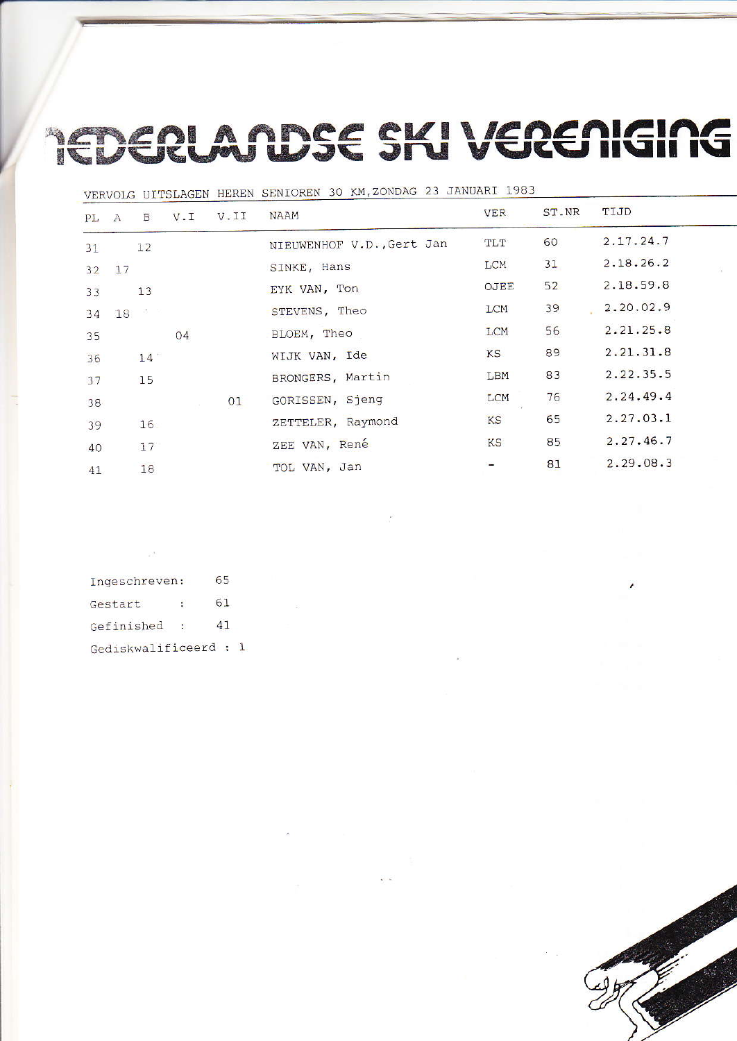# NEDERLANDSE SKI VERENIGING

VERVOLG UITSLAGEN HEREN SENIOREN 30 KM, ZONDAG 23 JANUARI 1983

| PL | A | B | V.I | V.II | NAAM | VER | ST.NR | TIJD |
|---|---|---|---|---|---|---|---|---|
| 31 | | 12 | | | NIEUWENHOF V.D., Gert Jan | TLT | 60 | 2.17.24.7 |
| 32 | 17 | | | | SINKE, Hans | LCM | 31 | 2.18.26.2 |
| 33 | | 13 | | | EYK VAN, Ton | OJEE | 52 | 2.18.59.8 |
| 34 | 18 | | | | STEVENS, Theo | LCM | 39 | 2.20.02.9 |
| 35 | | | 04 | | BLOEM, Theo | LCM | 56 | 2.21.25.8 |
| 36 | | 14 | | | WIJK VAN, Ide | KS | 89 | 2.21.31.8 |
| 37 | | 15 | | | BRONGERS, Martin | LBM | 83 | 2.22.35.5 |
| 38 | | | | 01 | GORISSEN, Sjeng | LCM | 76 | 2.24.49.4 |
| 39 | | 16 | | | ZETTELER, Raymond | KS | 65 | 2.27.03.1 |
| 40 | | 17 | | | ZEE VAN, René | KS | 85 | 2.27.46.7 |
| 41 | | 18 | | | TOL VAN, Jan | - | 81 | 2.29.08.3 |

Ingeschreven: 65

Gestart : 61

Gefinished : 41

Gediskwalificeerd : 1